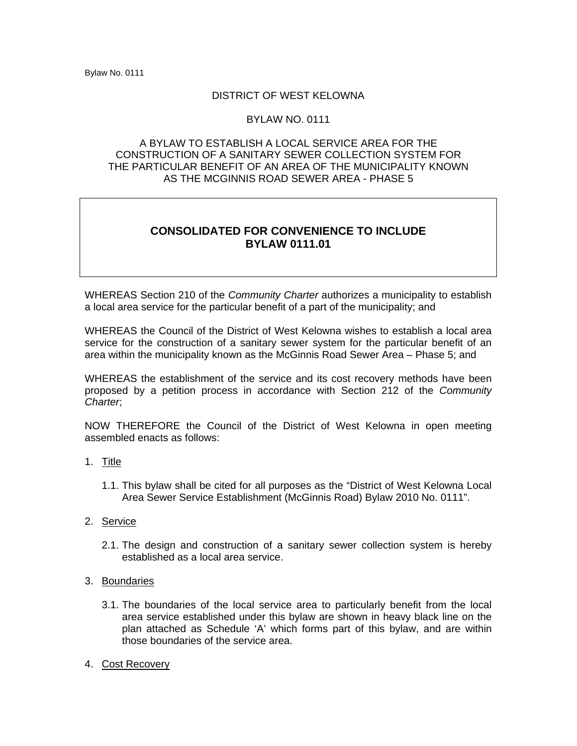# DISTRICT OF WEST KELOWNA

## BYLAW NO. 0111

A BYLAW TO ESTABLISH A LOCAL SERVICE AREA FOR THE CONSTRUCTION OF A SANITARY SEWER COLLECTION SYSTEM FOR THE PARTICULAR BENEFIT OF AN AREA OF THE MUNICIPALITY KNOWN AS THE MCGINNIS ROAD SEWER AREA - PHASE 5

**CONSOLIDATED FOR CONVENIENCE TO INCLUDE BYLAW 0111.01**

WHEREAS Section 210 of the *Community Charter* authorizes a municipality to establish a local area service for the particular benefit of a part of the municipality; and

WHEREAS the Council of the District of West Kelowna wishes to establish a local area service for the construction of a sanitary sewer system for the particular benefit of an area within the municipality known as the McGinnis Road Sewer Area – Phase 5; and

WHEREAS the establishment of the service and its cost recovery methods have been proposed by a petition process in accordance with Section 212 of the *Community Charter*;

NOW THEREFORE the Council of the District of West Kelowna in open meeting assembled enacts as follows:

1. Title

   1.1. This bylaw shall be cited for all purposes as the "District of West Kelowna Local Area Sewer Service Establishment (McGinnis Road) Bylaw 2010 No. 0111".

2. Service

   2.1. The design and construction of a sanitary sewer collection system is hereby established as a local area service.

3. Boundaries

   3.1. The boundaries of the local service area to particularly benefit from the local area service established under this bylaw are shown in heavy black line on the plan attached as Schedule 'A' which forms part of this bylaw, and are within those boundaries of the service area.

4. Cost Recovery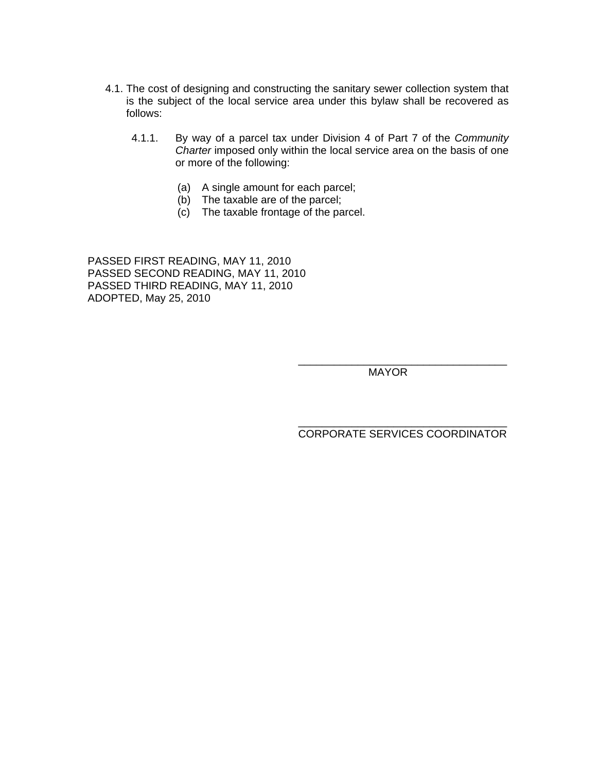4.1. The cost of designing and constructing the sanitary sewer collection system that is the subject of the local service area under this bylaw shall be recovered as follows:

4.1.1. By way of a parcel tax under Division 4 of Part 7 of the *Community Charter* imposed only within the local service area on the basis of one or more of the following:

(a) A single amount for each parcel;
(b) The taxable are of the parcel;
(c) The taxable frontage of the parcel.

PASSED FIRST READING, MAY 11, 2010
PASSED SECOND READING, MAY 11, 2010
PASSED THIRD READING, MAY 11, 2010
ADOPTED, May 25, 2010

___________________________________
MAYOR

___________________________________
CORPORATE SERVICES COORDINATOR